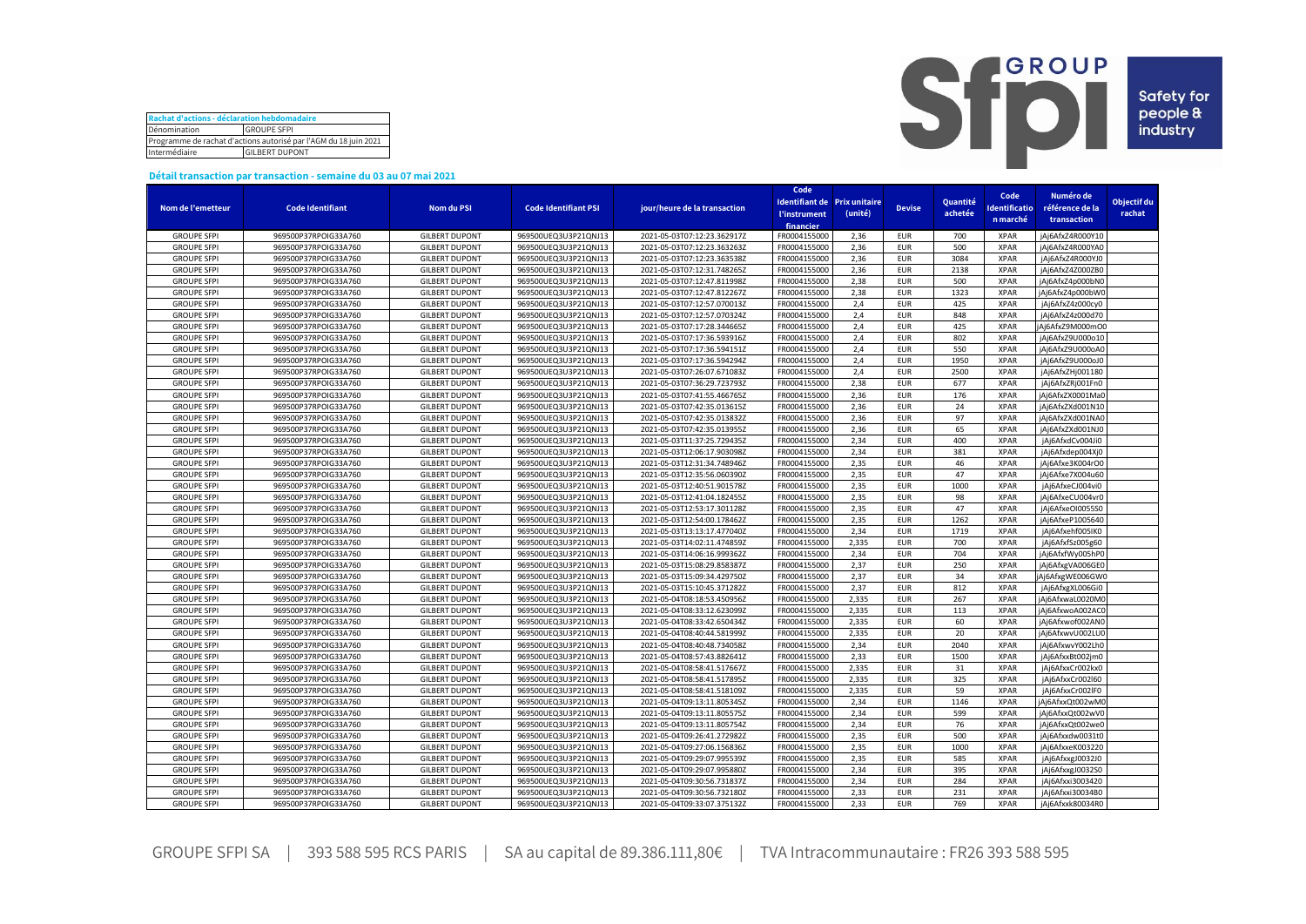| Rachat d'actions - déclaration hebdomadaire | |
|---|---|
| Dénomination | GROUPE SFPI |
| Programme de rachat d'actions autorisé par l'AGM du 18 juin 2021 | |
| Intermédiaire | GILBERT DUPONT |

**Détail transaction par transaction - semaine du 03 au 07 mai 2021**

| Nom de l'emetteur | Code Identifiant | Nom du PSI | Code Identifiant PSI | jour/heure de la transaction | Code Identifiant de l'instrument financier | Prix unitaire (unité) | Devise | Quantité achetée | Code Identification marché | Numéro de référence de la transaction | Objectif du rachat |
|---|---|---|---|---|---|---|---|---|---|---|---|
| GROUPE SFPI | 969500P37RPOIG33A760 | GILBERT DUPONT | 969500UEQ3U3P21QNJ13 | 2021-05-03T07:12:23.362917Z | FR0004155000 | 2,36 | EUR | 700 | XPAR | jAj6AfxZ4R000Y10 | |
| GROUPE SFPI | 969500P37RPOIG33A760 | GILBERT DUPONT | 969500UEQ3U3P21QNJ13 | 2021-05-03T07:12:23.363263Z | FR0004155000 | 2,36 | EUR | 500 | XPAR | jAj6AfxZ4R000YA0 | |
| GROUPE SFPI | 969500P37RPOIG33A760 | GILBERT DUPONT | 969500UEQ3U3P21QNJ13 | 2021-05-03T07:12:23.363538Z | FR0004155000 | 2,36 | EUR | 3084 | XPAR | jAj6AfxZ4R000YJ0 | |
| GROUPE SFPI | 969500P37RPOIG33A760 | GILBERT DUPONT | 969500UEQ3U3P21QNJ13 | 2021-05-03T07:12:31.748265Z | FR0004155000 | 2,36 | EUR | 2138 | XPAR | jAj6AfxZ4Z000ZB0 | |
| GROUPE SFPI | 969500P37RPOIG33A760 | GILBERT DUPONT | 969500UEQ3U3P21QNJ13 | 2021-05-03T07:12:47.811998Z | FR0004155000 | 2,38 | EUR | 500 | XPAR | jAj6AfxZ4p000bN0 | |
| GROUPE SFPI | 969500P37RPOIG33A760 | GILBERT DUPONT | 969500UEQ3U3P21QNJ13 | 2021-05-03T07:12:47.812267Z | FR0004155000 | 2,38 | EUR | 1323 | XPAR | jAj6AfxZ4p000bW0 | |
| GROUPE SFPI | 969500P37RPOIG33A760 | GILBERT DUPONT | 969500UEQ3U3P21QNJ13 | 2021-05-03T07:12:57.070013Z | FR0004155000 | 2,4 | EUR | 425 | XPAR | jAj6AfxZ4z000cy0 | |
| GROUPE SFPI | 969500P37RPOIG33A760 | GILBERT DUPONT | 969500UEQ3U3P21QNJ13 | 2021-05-03T07:12:57.070324Z | FR0004155000 | 2,4 | EUR | 848 | XPAR | jAj6AfxZ4z000d70 | |
| GROUPE SFPI | 969500P37RPOIG33A760 | GILBERT DUPONT | 969500UEQ3U3P21QNJ13 | 2021-05-03T07:17:28.344665Z | FR0004155000 | 2,4 | EUR | 425 | XPAR | jAj6AfxZ9M000mO0 | |
| GROUPE SFPI | 969500P37RPOIG33A760 | GILBERT DUPONT | 969500UEQ3U3P21QNJ13 | 2021-05-03T07:17:36.593916Z | FR0004155000 | 2,4 | EUR | 802 | XPAR | jAj6AfxZ9U000o10 | |
| GROUPE SFPI | 969500P37RPOIG33A760 | GILBERT DUPONT | 969500UEQ3U3P21QNJ13 | 2021-05-03T07:17:36.594151Z | FR0004155000 | 2,4 | EUR | 550 | XPAR | jAj6AfxZ9U000oA0 | |
| GROUPE SFPI | 969500P37RPOIG33A760 | GILBERT DUPONT | 969500UEQ3U3P21QNJ13 | 2021-05-03T07:17:36.594294Z | FR0004155000 | 2,4 | EUR | 1950 | XPAR | jAj6AfxZ9U000oJ0 | |
| GROUPE SFPI | 969500P37RPOIG33A760 | GILBERT DUPONT | 969500UEQ3U3P21QNJ13 | 2021-05-03T07:26:07.671083Z | FR0004155000 | 2,4 | EUR | 2500 | XPAR | jAj6AfxZHJ001180 | |
| GROUPE SFPI | 969500P37RPOIG33A760 | GILBERT DUPONT | 969500UEQ3U3P21QNJ13 | 2021-05-03T07:36:29.723793Z | FR0004155000 | 2,38 | EUR | 677 | XPAR | jAj6AfxZRJ001Fn0 | |
| GROUPE SFPI | 969500P37RPOIG33A760 | GILBERT DUPONT | 969500UEQ3U3P21QNJ13 | 2021-05-03T07:41:55.466765Z | FR0004155000 | 2,36 | EUR | 176 | XPAR | jAj6AfxZX0001Ma0 | |
| GROUPE SFPI | 969500P37RPOIG33A760 | GILBERT DUPONT | 969500UEQ3U3P21QNJ13 | 2021-05-03T07:42:35.013615Z | FR0004155000 | 2,36 | EUR | 24 | XPAR | jAj6AfxZXd001N10 | |
| GROUPE SFPI | 969500P37RPOIG33A760 | GILBERT DUPONT | 969500UEQ3U3P21QNJ13 | 2021-05-03T07:42:35.013832Z | FR0004155000 | 2,36 | EUR | 97 | XPAR | jAj6AfxZXd001NA0 | |
| GROUPE SFPI | 969500P37RPOIG33A760 | GILBERT DUPONT | 969500UEQ3U3P21QNJ13 | 2021-05-03T07:42:35.013955Z | FR0004155000 | 2,36 | EUR | 65 | XPAR | jAj6AfxZXd001NJ0 | |
| GROUPE SFPI | 969500P37RPOIG33A760 | GILBERT DUPONT | 969500UEQ3U3P21QNJ13 | 2021-05-03T11:37:25.729435Z | FR0004155000 | 2,34 | EUR | 400 | XPAR | jAj6AfxdCv004Ji0 | |
| GROUPE SFPI | 969500P37RPOIG33A760 | GILBERT DUPONT | 969500UEQ3U3P21QNJ13 | 2021-05-03T12:06:17.903098Z | FR0004155000 | 2,34 | EUR | 381 | XPAR | jAj6Afxdep004Xj0 | |
| GROUPE SFPI | 969500P37RPOIG33A760 | GILBERT DUPONT | 969500UEQ3U3P21QNJ13 | 2021-05-03T12:31:34.748946Z | FR0004155000 | 2,35 | EUR | 46 | XPAR | jAj6Afxe3K004rO0 | |
| GROUPE SFPI | 969500P37RPOIG33A760 | GILBERT DUPONT | 969500UEQ3U3P21QNJ13 | 2021-05-03T12:35:56.060390Z | FR0004155000 | 2,35 | EUR | 47 | XPAR | jAj6Afxe7X004u60 | |
| GROUPE SFPI | 969500P37RPOIG33A760 | GILBERT DUPONT | 969500UEQ3U3P21QNJ13 | 2021-05-03T12:40:51.901578Z | FR0004155000 | 2,35 | EUR | 1000 | XPAR | jAj6AfxeCJ004vi0 | |
| GROUPE SFPI | 969500P37RPOIG33A760 | GILBERT DUPONT | 969500UEQ3U3P21QNJ13 | 2021-05-03T12:41:04.182455Z | FR0004155000 | 2,35 | EUR | 98 | XPAR | jAj6AfxeCU004vr0 | |
| GROUPE SFPI | 969500P37RPOIG33A760 | GILBERT DUPONT | 969500UEQ3U3P21QNJ13 | 2021-05-03T12:53:17.301128Z | FR0004155000 | 2,35 | EUR | 47 | XPAR | jAj6AfxeOI0055S0 | |
| GROUPE SFPI | 969500P37RPOIG33A760 | GILBERT DUPONT | 969500UEQ3U3P21QNJ13 | 2021-05-03T12:54:00.178462Z | FR0004155000 | 2,35 | EUR | 1262 | XPAR | jAj6AfxeP1005640 | |
| GROUPE SFPI | 969500P37RPOIG33A760 | GILBERT DUPONT | 969500UEQ3U3P21QNJ13 | 2021-05-03T13:13:17.477040Z | FR0004155000 | 2,34 | EUR | 1719 | XPAR | jAj6Afxehf005IK0 | |
| GROUPE SFPI | 969500P37RPOIG33A760 | GILBERT DUPONT | 969500UEQ3U3P21QNJ13 | 2021-05-03T14:02:11.474859Z | FR0004155000 | 2,335 | EUR | 700 | XPAR | jAj6AfxfSz005g60 | |
| GROUPE SFPI | 969500P37RPOIG33A760 | GILBERT DUPONT | 969500UEQ3U3P21QNJ13 | 2021-05-03T14:06:16.999362Z | FR0004155000 | 2,34 | EUR | 704 | XPAR | jAj6AfxfWy005hP0 | |
| GROUPE SFPI | 969500P37RPOIG33A760 | GILBERT DUPONT | 969500UEQ3U3P21QNJ13 | 2021-05-03T15:08:29.858387Z | FR0004155000 | 2,37 | EUR | 250 | XPAR | jAj6AfxgVA006GE0 | |
| GROUPE SFPI | 969500P37RPOIG33A760 | GILBERT DUPONT | 969500UEQ3U3P21QNJ13 | 2021-05-03T15:09:34.429750Z | FR0004155000 | 2,37 | EUR | 34 | XPAR | jAj6AfxgWE006GW0 | |
| GROUPE SFPI | 969500P37RPOIG33A760 | GILBERT DUPONT | 969500UEQ3U3P21QNJ13 | 2021-05-03T15:10:45.371282Z | FR0004155000 | 2,37 | EUR | 812 | XPAR | jAj6AfxgXL006Gi0 | |
| GROUPE SFPI | 969500P37RPOIG33A760 | GILBERT DUPONT | 969500UEQ3U3P21QNJ13 | 2021-05-04T08:18:53.450956Z | FR0004155000 | 2,335 | EUR | 267 | XPAR | jAj6AfxwaL0020M0 | |
| GROUPE SFPI | 969500P37RPOIG33A760 | GILBERT DUPONT | 969500UEQ3U3P21QNJ13 | 2021-05-04T08:33:12.623099Z | FR0004155000 | 2,335 | EUR | 113 | XPAR | jAj6AfxwoA002AC0 | |
| GROUPE SFPI | 969500P37RPOIG33A760 | GILBERT DUPONT | 969500UEQ3U3P21QNJ13 | 2021-05-04T08:33:42.650434Z | FR0004155000 | 2,335 | EUR | 60 | XPAR | jAj6Afxwof002AN0 | |
| GROUPE SFPI | 969500P37RPOIG33A760 | GILBERT DUPONT | 969500UEQ3U3P21QNJ13 | 2021-05-04T08:40:44.581999Z | FR0004155000 | 2,335 | EUR | 20 | XPAR | jAj6AfxwvU002LU0 | |
| GROUPE SFPI | 969500P37RPOIG33A760 | GILBERT DUPONT | 969500UEQ3U3P21QNJ13 | 2021-05-04T08:40:48.734058Z | FR0004155000 | 2,34 | EUR | 2040 | XPAR | jAj6AfxwvY002Lh0 | |
| GROUPE SFPI | 969500P37RPOIG33A760 | GILBERT DUPONT | 969500UEQ3U3P21QNJ13 | 2021-05-04T08:57:43.882641Z | FR0004155000 | 2,33 | EUR | 1500 | XPAR | jAj6AfxxBt002jm0 | |
| GROUPE SFPI | 969500P37RPOIG33A760 | GILBERT DUPONT | 969500UEQ3U3P21QNJ13 | 2021-05-04T08:58:41.517667Z | FR0004155000 | 2,335 | EUR | 31 | XPAR | jAj6AfxxCr002kx0 | |
| GROUPE SFPI | 969500P37RPOIG33A760 | GILBERT DUPONT | 969500UEQ3U3P21QNJ13 | 2021-05-04T08:58:41.517895Z | FR0004155000 | 2,335 | EUR | 325 | XPAR | jAj6AfxxCr002l60 | |
| GROUPE SFPI | 969500P37RPOIG33A760 | GILBERT DUPONT | 969500UEQ3U3P21QNJ13 | 2021-05-04T08:58:41.518109Z | FR0004155000 | 2,335 | EUR | 59 | XPAR | jAj6AfxxCr002lF0 | |
| GROUPE SFPI | 969500P37RPOIG33A760 | GILBERT DUPONT | 969500UEQ3U3P21QNJ13 | 2021-05-04T09:13:11.805345Z | FR0004155000 | 2,34 | EUR | 1146 | XPAR | jAj6AfxxQt002wM0 | |
| GROUPE SFPI | 969500P37RPOIG33A760 | GILBERT DUPONT | 969500UEQ3U3P21QNJ13 | 2021-05-04T09:13:11.805575Z | FR0004155000 | 2,34 | EUR | 599 | XPAR | jAj6AfxxQt002wV0 | |
| GROUPE SFPI | 969500P37RPOIG33A760 | GILBERT DUPONT | 969500UEQ3U3P21QNJ13 | 2021-05-04T09:13:11.805754Z | FR0004155000 | 2,34 | EUR | 76 | XPAR | jAj6AfxxQt002we0 | |
| GROUPE SFPI | 969500P37RPOIG33A760 | GILBERT DUPONT | 969500UEQ3U3P21QNJ13 | 2021-05-04T09:26:41.272982Z | FR0004155000 | 2,35 | EUR | 500 | XPAR | jAj6Afxxdw0031t0 | |
| GROUPE SFPI | 969500P37RPOIG33A760 | GILBERT DUPONT | 969500UEQ3U3P21QNJ13 | 2021-05-04T09:27:06.156836Z | FR0004155000 | 2,35 | EUR | 1000 | XPAR | jAj6AfxxeK003220 | |
| GROUPE SFPI | 969500P37RPOIG33A760 | GILBERT DUPONT | 969500UEQ3U3P21QNJ13 | 2021-05-04T09:29:07.995539Z | FR0004155000 | 2,35 | EUR | 585 | XPAR | jAj6AfxxgJ0032J0 | |
| GROUPE SFPI | 969500P37RPOIG33A760 | GILBERT DUPONT | 969500UEQ3U3P21QNJ13 | 2021-05-04T09:29:07.995880Z | FR0004155000 | 2,34 | EUR | 395 | XPAR | jAj6AfxxgJ0032S0 | |
| GROUPE SFPI | 969500P37RPOIG33A760 | GILBERT DUPONT | 969500UEQ3U3P21QNJ13 | 2021-05-04T09:30:56.731837Z | FR0004155000 | 2,34 | EUR | 284 | XPAR | jAj6Afxxi3003420 | |
| GROUPE SFPI | 969500P37RPOIG33A760 | GILBERT DUPONT | 969500UEQ3U3P21QNJ13 | 2021-05-04T09:30:56.732180Z | FR0004155000 | 2,33 | EUR | 231 | XPAR | jAj6Afxxi30034B0 | |
| GROUPE SFPI | 969500P37RPOIG33A760 | GILBERT DUPONT | 969500UEQ3U3P21QNJ13 | 2021-05-04T09:33:07.375132Z | FR0004155000 | 2,33 | EUR | 769 | XPAR | jAj6Afxxk80034R0 | |

GROUPE SFPI SA | 393 588 595 RCS PARIS | SA au capital de 89.386.111,80€ | TVA Intracommunautaire : FR26 393 588 595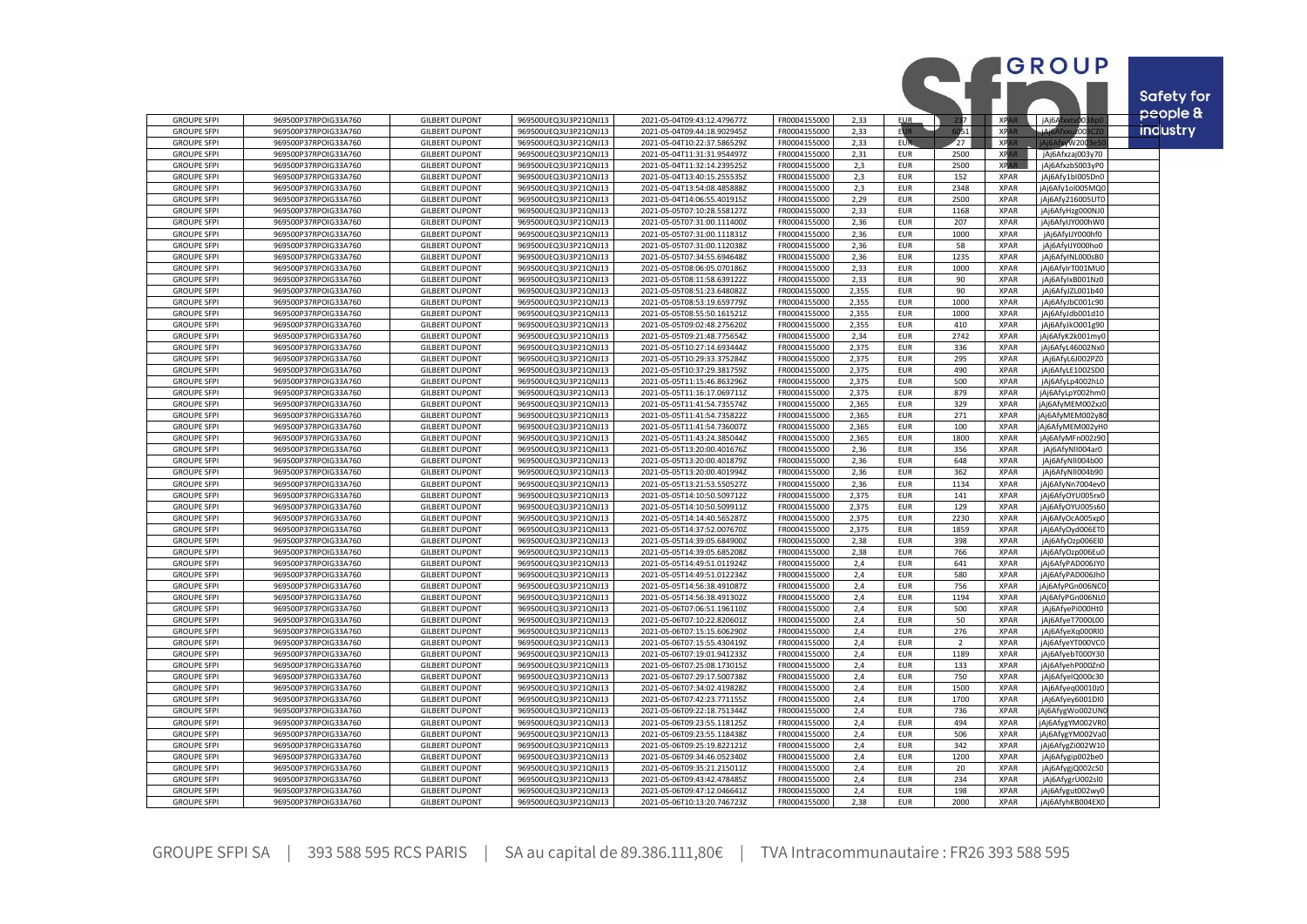| GROUPE SFPI | 969500P37RPOIG33A760 | GILBERT DUPONT | 969500UEQ3U3P21QNJ13 | 2021-05-04T09:43:12.479677Z | FR0004155000 | 2,33 | EUR | 237 | XPAR | jAj6Afxxtv003Bp0 |
|---|---|---|---|---|---|---|---|---|---|---|
| GROUPE SFPI | 969500P37RPOIG33A760 | GILBERT DUPONT | 969500UEQ3U3P21QNJ13 | 2021-05-04T09:44:18.902945Z | FR0004155000 | 2,33 | EUR | 6051 | XPAR | jAj6Afxxu2003CZ0 |
| GROUPE SFPI | 969500P37RPOIG33A760 | GILBERT DUPONT | 969500UEQ3U3P21QNJ13 | 2021-05-04T10:22:37.586529Z | FR0004155000 | 2,33 | EUR | 27 | XPAR | jAj6AfxyW2003e50 |
| GROUPE SFPI | 969500P37RPOIG33A760 | GILBERT DUPONT | 969500UEQ3U3P21QNJ13 | 2021-05-04T11:31:31.954497Z | FR0004155000 | 2,31 | EUR | 2500 | XPAR | jAj6Afxzaj003y70 |
| GROUPE SFPI | 969500P37RPOIG33A760 | GILBERT DUPONT | 969500UEQ3U3P21QNJ13 | 2021-05-04T11:32:14.239525Z | FR0004155000 | 2,3 | EUR | 2500 | XPAR | jAj6AfxzbS003yP0 |
| GROUPE SFPI | 969500P37RPOIG33A760 | GILBERT DUPONT | 969500UEQ3U3P21QNJ13 | 2021-05-04T13:40:15.255535Z | FR0004155000 | 2,3 | EUR | 152 | XPAR | jAj6Afy1bI005Dn0 |
| GROUPE SFPI | 969500P37RPOIG33A760 | GILBERT DUPONT | 969500UEQ3U3P21QNJ13 | 2021-05-04T13:54:08.485888Z | FR0004155000 | 2,3 | EUR | 2348 | XPAR | jAj6Afy1oI005MQ0 |
| GROUPE SFPI | 969500P37RPOIG33A760 | GILBERT DUPONT | 969500UEQ3U3P21QNJ13 | 2021-05-04T14:06:55.401915Z | FR0004155000 | 2,29 | EUR | 2500 | XPAR | jAj6Afy216005UT0 |
| GROUPE SFPI | 969500P37RPOIG33A760 | GILBERT DUPONT | 969500UEQ3U3P21QNJ13 | 2021-05-05T07:10:28.558127Z | FR0004155000 | 2,33 | EUR | 1168 | XPAR | jAj6AfyHzg000NJ0 |
| GROUPE SFPI | 969500P37RPOIG33A760 | GILBERT DUPONT | 969500UEQ3U3P21QNJ13 | 2021-05-05T07:31:00.111400Z | FR0004155000 | 2,36 | EUR | 207 | XPAR | jAj6AfyIJY000hW0 |
| GROUPE SFPI | 969500P37RPOIG33A760 | GILBERT DUPONT | 969500UEQ3U3P21QNJ13 | 2021-05-05T07:31:00.111831Z | FR0004155000 | 2,36 | EUR | 1000 | XPAR | jAj6AfyIJY000hf0 |
| GROUPE SFPI | 969500P37RPOIG33A760 | GILBERT DUPONT | 969500UEQ3U3P21QNJ13 | 2021-05-05T07:31:00.112038Z | FR0004155000 | 2,36 | EUR | 58 | XPAR | jAj6AfyIJY000ho0 |
| GROUPE SFPI | 969500P37RPOIG33A760 | GILBERT DUPONT | 969500UEQ3U3P21QNJ13 | 2021-05-05T07:34:55.694648Z | FR0004155000 | 2,36 | EUR | 1235 | XPAR | jAj6AfyINL000sB0 |
| GROUPE SFPI | 969500P37RPOIG33A760 | GILBERT DUPONT | 969500UEQ3U3P21QNJ13 | 2021-05-05T08:06:05.070186Z | FR0004155000 | 2,33 | EUR | 1000 | XPAR | jAj6AfyIrT001MU0 |
| GROUPE SFPI | 969500P37RPOIG33A760 | GILBERT DUPONT | 969500UEQ3U3P21QNJ13 | 2021-05-05T08:11:58.639122Z | FR0004155000 | 2,33 | EUR | 90 | XPAR | jAj6AfyIxB001Nz0 |
| GROUPE SFPI | 969500P37RPOIG33A760 | GILBERT DUPONT | 969500UEQ3U3P21QNJ13 | 2021-05-05T08:51:23.648082Z | FR0004155000 | 2,355 | EUR | 90 | XPAR | jAj6AfyJZL001b40 |
| GROUPE SFPI | 969500P37RPOIG33A760 | GILBERT DUPONT | 969500UEQ3U3P21QNJ13 | 2021-05-05T08:53:19.659779Z | FR0004155000 | 2,355 | EUR | 1000 | XPAR | jAj6AfyJbC001c90 |
| GROUPE SFPI | 969500P37RPOIG33A760 | GILBERT DUPONT | 969500UEQ3U3P21QNJ13 | 2021-05-05T08:55:50.161521Z | FR0004155000 | 2,355 | EUR | 1000 | XPAR | jAj6AfyJdb001d10 |
| GROUPE SFPI | 969500P37RPOIG33A760 | GILBERT DUPONT | 969500UEQ3U3P21QNJ13 | 2021-05-05T09:02:48.275620Z | FR0004155000 | 2,355 | EUR | 410 | XPAR | jAj6AfyJkO001g90 |
| GROUPE SFPI | 969500P37RPOIG33A760 | GILBERT DUPONT | 969500UEQ3U3P21QNJ13 | 2021-05-05T09:21:48.775654Z | FR0004155000 | 2,34 | EUR | 2742 | XPAR | jAj6AfyK2k001my0 |
| GROUPE SFPI | 969500P37RPOIG33A760 | GILBERT DUPONT | 969500UEQ3U3P21QNJ13 | 2021-05-05T10:27:14.693444Z | FR0004155000 | 2,375 | EUR | 336 | XPAR | jAj6AfyL46002Nx0 |
| GROUPE SFPI | 969500P37RPOIG33A760 | GILBERT DUPONT | 969500UEQ3U3P21QNJ13 | 2021-05-05T10:29:33.375284Z | FR0004155000 | 2,375 | EUR | 295 | XPAR | jAj6AfyL6J002PZ0 |
| GROUPE SFPI | 969500P37RPOIG33A760 | GILBERT DUPONT | 969500UEQ3U3P21QNJ13 | 2021-05-05T10:37:29.381759Z | FR0004155000 | 2,375 | EUR | 490 | XPAR | jAj6AfyLE1002SD0 |
| GROUPE SFPI | 969500P37RPOIG33A760 | GILBERT DUPONT | 969500UEQ3U3P21QNJ13 | 2021-05-05T11:15:46.863296Z | FR0004155000 | 2,375 | EUR | 500 | XPAR | jAj6AfyLp4002hL0 |
| GROUPE SFPI | 969500P37RPOIG33A760 | GILBERT DUPONT | 969500UEQ3U3P21QNJ13 | 2021-05-05T11:16:17.069711Z | FR0004155000 | 2,375 | EUR | 879 | XPAR | jAj6AfyLpY002hm0 |
| GROUPE SFPI | 969500P37RPOIG33A760 | GILBERT DUPONT | 969500UEQ3U3P21QNJ13 | 2021-05-05T11:41:54.735574Z | FR0004155000 | 2,365 | EUR | 329 | XPAR | jAj6AfyMEM002xz0 |
| GROUPE SFPI | 969500P37RPOIG33A760 | GILBERT DUPONT | 969500UEQ3U3P21QNJ13 | 2021-05-05T11:41:54.735822Z | FR0004155000 | 2,365 | EUR | 271 | XPAR | jAj6AfyMEM002y80 |
| GROUPE SFPI | 969500P37RPOIG33A760 | GILBERT DUPONT | 969500UEQ3U3P21QNJ13 | 2021-05-05T11:41:54.736007Z | FR0004155000 | 2,365 | EUR | 100 | XPAR | jAj6AfyMEM002yH0 |
| GROUPE SFPI | 969500P37RPOIG33A760 | GILBERT DUPONT | 969500UEQ3U3P21QNJ13 | 2021-05-05T11:43:24.385044Z | FR0004155000 | 2,365 | EUR | 1800 | XPAR | jAj6AfyMFn002z90 |
| GROUPE SFPI | 969500P37RPOIG33A760 | GILBERT DUPONT | 969500UEQ3U3P21QNJ13 | 2021-05-05T13:20:00.401676Z | FR0004155000 | 2,36 | EUR | 356 | XPAR | jAj6AfyNlI004ar0 |
| GROUPE SFPI | 969500P37RPOIG33A760 | GILBERT DUPONT | 969500UEQ3U3P21QNJ13 | 2021-05-05T13:20:00.401879Z | FR0004155000 | 2,36 | EUR | 648 | XPAR | jAj6AfyNlI004b00 |
| GROUPE SFPI | 969500P37RPOIG33A760 | GILBERT DUPONT | 969500UEQ3U3P21QNJ13 | 2021-05-05T13:20:00.401994Z | FR0004155000 | 2,36 | EUR | 362 | XPAR | jAj6AfyNlI004b90 |
| GROUPE SFPI | 969500P37RPOIG33A760 | GILBERT DUPONT | 969500UEQ3U3P21QNJ13 | 2021-05-05T13:21:53.550527Z | FR0004155000 | 2,36 | EUR | 1134 | XPAR | jAj6AfyNn7004ev0 |
| GROUPE SFPI | 969500P37RPOIG33A760 | GILBERT DUPONT | 969500UEQ3U3P21QNJ13 | 2021-05-05T14:10:50.509712Z | FR0004155000 | 2,375 | EUR | 141 | XPAR | jAj6AfyOYU005rx0 |
| GROUPE SFPI | 969500P37RPOIG33A760 | GILBERT DUPONT | 969500UEQ3U3P21QNJ13 | 2021-05-05T14:10:50.509911Z | FR0004155000 | 2,375 | EUR | 129 | XPAR | jAj6AfyOYU005s60 |
| GROUPE SFPI | 969500P37RPOIG33A760 | GILBERT DUPONT | 969500UEQ3U3P21QNJ13 | 2021-05-05T14:14:40.565287Z | FR0004155000 | 2,375 | EUR | 2230 | XPAR | jAj6AfyOcA005xp0 |
| GROUPE SFPI | 969500P37RPOIG33A760 | GILBERT DUPONT | 969500UEQ3U3P21QNJ13 | 2021-05-05T14:37:52.007670Z | FR0004155000 | 2,375 | EUR | 1859 | XPAR | jAj6AfyOyd006ET0 |
| GROUPE SFPI | 969500P37RPOIG33A760 | GILBERT DUPONT | 969500UEQ3U3P21QNJ13 | 2021-05-05T14:39:05.684900Z | FR0004155000 | 2,38 | EUR | 398 | XPAR | jAj6AfyOzp006El0 |
| GROUPE SFPI | 969500P37RPOIG33A760 | GILBERT DUPONT | 969500UEQ3U3P21QNJ13 | 2021-05-05T14:39:05.685208Z | FR0004155000 | 2,38 | EUR | 766 | XPAR | jAj6AfyOzp006Eu0 |
| GROUPE SFPI | 969500P37RPOIG33A760 | GILBERT DUPONT | 969500UEQ3U3P21QNJ13 | 2021-05-05T14:49:51.011924Z | FR0004155000 | 2,4 | EUR | 641 | XPAR | jAj6AfyPAD006JY0 |
| GROUPE SFPI | 969500P37RPOIG33A760 | GILBERT DUPONT | 969500UEQ3U3P21QNJ13 | 2021-05-05T14:49:51.012234Z | FR0004155000 | 2,4 | EUR | 580 | XPAR | jAj6AfyPAD006Jh0 |
| GROUPE SFPI | 969500P37RPOIG33A760 | GILBERT DUPONT | 969500UEQ3U3P21QNJ13 | 2021-05-05T14:56:38.491087Z | FR0004155000 | 2,4 | EUR | 756 | XPAR | jAj6AfyPGn006NC0 |
| GROUPE SFPI | 969500P37RPOIG33A760 | GILBERT DUPONT | 969500UEQ3U3P21QNJ13 | 2021-05-05T14:56:38.491302Z | FR0004155000 | 2,4 | EUR | 1194 | XPAR | jAj6AfyPGn006NL0 |
| GROUPE SFPI | 969500P37RPOIG33A760 | GILBERT DUPONT | 969500UEQ3U3P21QNJ13 | 2021-05-06T07:06:51.196110Z | FR0004155000 | 2,4 | EUR | 500 | XPAR | jAj6AfyePi000Ht0 |
| GROUPE SFPI | 969500P37RPOIG33A760 | GILBERT DUPONT | 969500UEQ3U3P21QNJ13 | 2021-05-06T07:10:22.820601Z | FR0004155000 | 2,4 | EUR | 50 | XPAR | jAj6AfyeT7000L00 |
| GROUPE SFPI | 969500P37RPOIG33A760 | GILBERT DUPONT | 969500UEQ3U3P21QNJ13 | 2021-05-06T07:15:15.606290Z | FR0004155000 | 2,4 | EUR | 276 | XPAR | jAj6AfyeXq000Rl0 |
| GROUPE SFPI | 969500P37RPOIG33A760 | GILBERT DUPONT | 969500UEQ3U3P21QNJ13 | 2021-05-06T07:15:55.430419Z | FR0004155000 | 2,4 | EUR | 2 | XPAR | jAj6AfyeYT000VC0 |
| GROUPE SFPI | 969500P37RPOIG33A760 | GILBERT DUPONT | 969500UEQ3U3P21QNJ13 | 2021-05-06T07:19:01.941233Z | FR0004155000 | 2,4 | EUR | 1189 | XPAR | jAj6AfyebT000Y30 |
| GROUPE SFPI | 969500P37RPOIG33A760 | GILBERT DUPONT | 969500UEQ3U3P21QNJ13 | 2021-05-06T07:25:08.173015Z | FR0004155000 | 2,4 | EUR | 133 | XPAR | jAj6AfyehP000Zn0 |
| GROUPE SFPI | 969500P37RPOIG33A760 | GILBERT DUPONT | 969500UEQ3U3P21QNJ13 | 2021-05-06T07:29:17.500738Z | FR0004155000 | 2,4 | EUR | 750 | XPAR | jAj6AfyelQ000c30 |
| GROUPE SFPI | 969500P37RPOIG33A760 | GILBERT DUPONT | 969500UEQ3U3P21QNJ13 | 2021-05-06T07:34:02.419828Z | FR0004155000 | 2,4 | EUR | 1500 | XPAR | jAj6Afyeq00010z0 |
| GROUPE SFPI | 969500P37RPOIG33A760 | GILBERT DUPONT | 969500UEQ3U3P21QNJ13 | 2021-05-06T07:42:23.771155Z | FR0004155000 | 2,4 | EUR | 1700 | XPAR | jAj6Afyey6001DI0 |
| GROUPE SFPI | 969500P37RPOIG33A760 | GILBERT DUPONT | 969500UEQ3U3P21QNJ13 | 2021-05-06T09:22:18.751344Z | FR0004155000 | 2,4 | EUR | 736 | XPAR | jAj6AfygWo002UN0 |
| GROUPE SFPI | 969500P37RPOIG33A760 | GILBERT DUPONT | 969500UEQ3U3P21QNJ13 | 2021-05-06T09:23:55.118125Z | FR0004155000 | 2,4 | EUR | 494 | XPAR | jAj6AfygYM002VR0 |
| GROUPE SFPI | 969500P37RPOIG33A760 | GILBERT DUPONT | 969500UEQ3U3P21QNJ13 | 2021-05-06T09:23:55.118438Z | FR0004155000 | 2,4 | EUR | 506 | XPAR | jAj6AfygYM002Va0 |
| GROUPE SFPI | 969500P37RPOIG33A760 | GILBERT DUPONT | 969500UEQ3U3P21QNJ13 | 2021-05-06T09:25:19.822121Z | FR0004155000 | 2,4 | EUR | 342 | XPAR | jAj6AfygZi002W10 |
| GROUPE SFPI | 969500P37RPOIG33A760 | GILBERT DUPONT | 969500UEQ3U3P21QNJ13 | 2021-05-06T09:34:46.052340Z | FR0004155000 | 2,4 | EUR | 1200 | XPAR | jAj6Afygip002be0 |
| GROUPE SFPI | 969500P37RPOIG33A760 | GILBERT DUPONT | 969500UEQ3U3P21QNJ13 | 2021-05-06T09:35:21.215011Z | FR0004155000 | 2,4 | EUR | 20 | XPAR | jAj6AfygjQ002c50 |
| GROUPE SFPI | 969500P37RPOIG33A760 | GILBERT DUPONT | 969500UEQ3U3P21QNJ13 | 2021-05-06T09:43:42.478485Z | FR0004155000 | 2,4 | EUR | 234 | XPAR | jAj6AfygrU002sI0 |
| GROUPE SFPI | 969500P37RPOIG33A760 | GILBERT DUPONT | 969500UEQ3U3P21QNJ13 | 2021-05-06T09:47:12.046641Z | FR0004155000 | 2,4 | EUR | 198 | XPAR | jAj6Afygut002wy0 |
| GROUPE SFPI | 969500P37RPOIG33A760 | GILBERT DUPONT | 969500UEQ3U3P21QNJ13 | 2021-05-06T10:13:20.746723Z | FR0004155000 | 2,38 | EUR | 2000 | XPAR | jAj6AfyhKB004EX0 |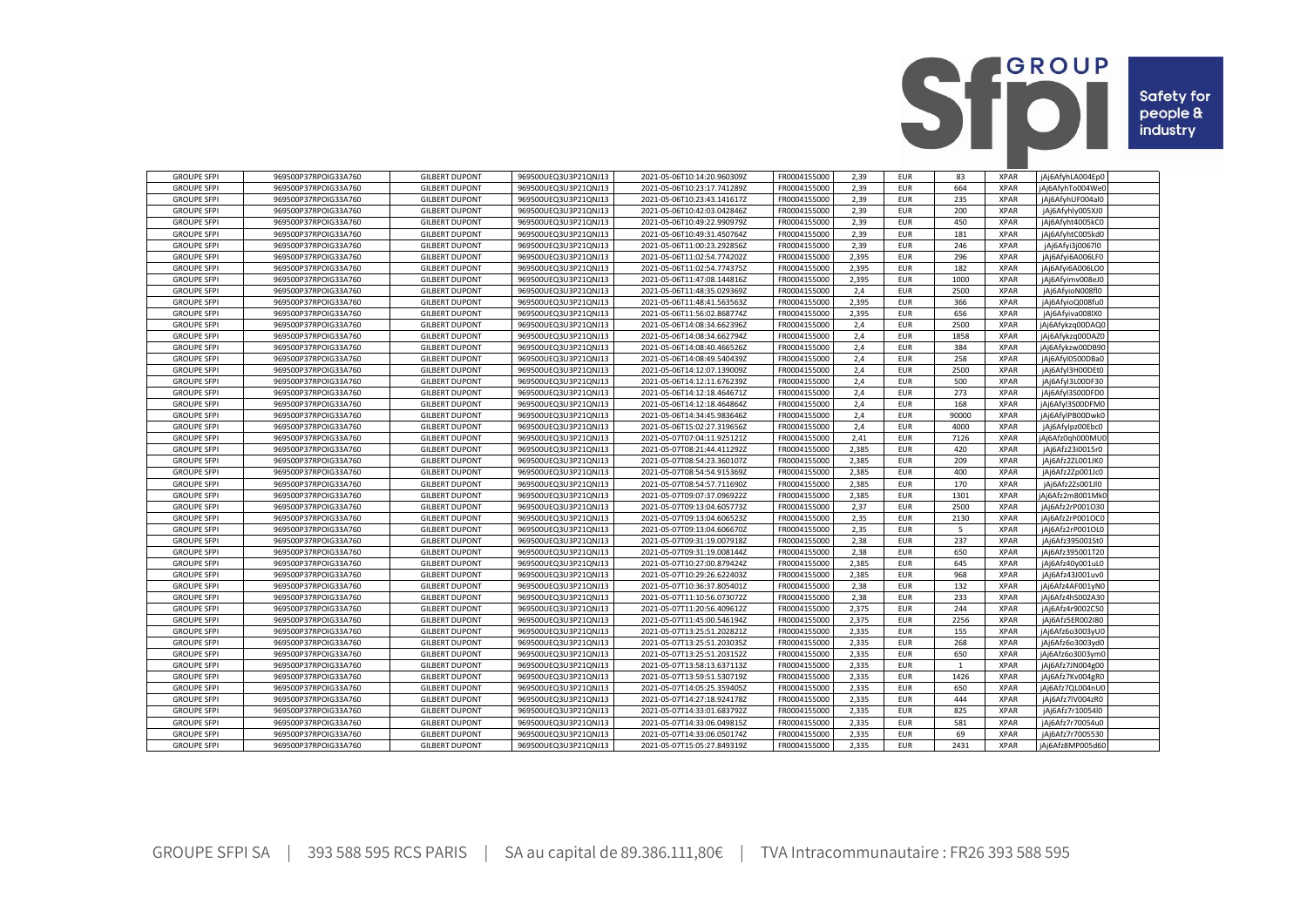| | | | | | | | | | | |
|---|---|---|---|---|---|---|---|---|---|---|
| GROUPE SFPI | 969500P37RPOIG33A760 | GILBERT DUPONT | 969500UEQ3U3P21QNJ13 | 2021-05-06T10:14:20.960309Z | FR0004155000 | 2,39 | EUR | 83 | XPAR | jAj6AfyhLA004Ep0 |
| GROUPE SFPI | 969500P37RPOIG33A760 | GILBERT DUPONT | 969500UEQ3U3P21QNJ13 | 2021-05-06T10:23:17.741289Z | FR0004155000 | 2,39 | EUR | 664 | XPAR | jAj6AfyhTo004We0 |
| GROUPE SFPI | 969500P37RPOIG33A760 | GILBERT DUPONT | 969500UEQ3U3P21QNJ13 | 2021-05-06T10:23:43.141617Z | FR0004155000 | 2,39 | EUR | 235 | XPAR | jAj6AfyhUF004al0 |
| GROUPE SFPI | 969500P37RPOIG33A760 | GILBERT DUPONT | 969500UEQ3U3P21QNJ13 | 2021-05-06T10:42:03.042846Z | FR0004155000 | 2,39 | EUR | 200 | XPAR | jAj6Afyhly005XJ0 |
| GROUPE SFPI | 969500P37RPOIG33A760 | GILBERT DUPONT | 969500UEQ3U3P21QNJ13 | 2021-05-06T10:49:22.990979Z | FR0004155000 | 2,39 | EUR | 450 | XPAR | jAj6Afyht4005kC0 |
| GROUPE SFPI | 969500P37RPOIG33A760 | GILBERT DUPONT | 969500UEQ3U3P21QNJ13 | 2021-05-06T10:49:31.450764Z | FR0004155000 | 2,39 | EUR | 181 | XPAR | jAj6AfyhtC005kd0 |
| GROUPE SFPI | 969500P37RPOIG33A760 | GILBERT DUPONT | 969500UEQ3U3P21QNJ13 | 2021-05-06T11:00:23.292856Z | FR0004155000 | 2,39 | EUR | 246 | XPAR | jAj6Afyi3j0067I0 |
| GROUPE SFPI | 969500P37RPOIG33A760 | GILBERT DUPONT | 969500UEQ3U3P21QNJ13 | 2021-05-06T11:02:54.774202Z | FR0004155000 | 2,395 | EUR | 296 | XPAR | jAj6Afyi6A006LF0 |
| GROUPE SFPI | 969500P37RPOIG33A760 | GILBERT DUPONT | 969500UEQ3U3P21QNJ13 | 2021-05-06T11:02:54.774375Z | FR0004155000 | 2,395 | EUR | 182 | XPAR | jAj6Afyi6A006LO0 |
| GROUPE SFPI | 969500P37RPOIG33A760 | GILBERT DUPONT | 969500UEQ3U3P21QNJ13 | 2021-05-06T11:47:08.144816Z | FR0004155000 | 2,395 | EUR | 1000 | XPAR | jAj6Afyimv008eI0 |
| GROUPE SFPI | 969500P37RPOIG33A760 | GILBERT DUPONT | 969500UEQ3U3P21QNJ13 | 2021-05-06T11:48:35.029369Z | FR0004155000 | 2,4 | EUR | 2500 | XPAR | jAj6AfyioN008fI0 |
| GROUPE SFPI | 969500P37RPOIG33A760 | GILBERT DUPONT | 969500UEQ3U3P21QNJ13 | 2021-05-06T11:48:41.563563Z | FR0004155000 | 2,395 | EUR | 366 | XPAR | jAj6AfyioQ008fu0 |
| GROUPE SFPI | 969500P37RPOIG33A760 | GILBERT DUPONT | 969500UEQ3U3P21QNJ13 | 2021-05-06T11:56:02.868774Z | FR0004155000 | 2,395 | EUR | 656 | XPAR | jAj6Afyiva008lX0 |
| GROUPE SFPI | 969500P37RPOIG33A760 | GILBERT DUPONT | 969500UEQ3U3P21QNJ13 | 2021-05-06T14:08:34.662396Z | FR0004155000 | 2,4 | EUR | 2500 | XPAR | jAj6Afykzq00DAQ0 |
| GROUPE SFPI | 969500P37RPOIG33A760 | GILBERT DUPONT | 969500UEQ3U3P21QNJ13 | 2021-05-06T14:08:34.662794Z | FR0004155000 | 2,4 | EUR | 1858 | XPAR | jAj6Afykzq00DAZ0 |
| GROUPE SFPI | 969500P37RPOIG33A760 | GILBERT DUPONT | 969500UEQ3U3P21QNJ13 | 2021-05-06T14:08:40.466526Z | FR0004155000 | 2,4 | EUR | 384 | XPAR | jAj6Afykzw00DB90 |
| GROUPE SFPI | 969500P37RPOIG33A760 | GILBERT DUPONT | 969500UEQ3U3P21QNJ13 | 2021-05-06T14:08:49.540439Z | FR0004155000 | 2,4 | EUR | 258 | XPAR | jAj6Afyl0500DBa0 |
| GROUPE SFPI | 969500P37RPOIG33A760 | GILBERT DUPONT | 969500UEQ3U3P21QNJ13 | 2021-05-06T14:12:07.139009Z | FR0004155000 | 2,4 | EUR | 2500 | XPAR | jAj6Afyl3H00DEt0 |
| GROUPE SFPI | 969500P37RPOIG33A760 | GILBERT DUPONT | 969500UEQ3U3P21QNJ13 | 2021-05-06T14:12:11.676239Z | FR0004155000 | 2,4 | EUR | 500 | XPAR | jAj6Afyl3L00DF30 |
| GROUPE SFPI | 969500P37RPOIG33A760 | GILBERT DUPONT | 969500UEQ3U3P21QNJ13 | 2021-05-06T14:12:18.464671Z | FR0004155000 | 2,4 | EUR | 273 | XPAR | jAj6Afyl3S00DFD0 |
| GROUPE SFPI | 969500P37RPOIG33A760 | GILBERT DUPONT | 969500UEQ3U3P21QNJ13 | 2021-05-06T14:12:18.464864Z | FR0004155000 | 2,4 | EUR | 168 | XPAR | jAj6Afyl3S00DFM0 |
| GROUPE SFPI | 969500P37RPOIG33A760 | GILBERT DUPONT | 969500UEQ3U3P21QNJ13 | 2021-05-06T14:34:45.983646Z | FR0004155000 | 2,4 | EUR | 90000 | XPAR | jAj6AfylPB00Dwk0 |
| GROUPE SFPI | 969500P37RPOIG33A760 | GILBERT DUPONT | 969500UEQ3U3P21QNJ13 | 2021-05-06T15:02:27.319656Z | FR0004155000 | 2,4 | EUR | 4000 | XPAR | jAj6Afylpz00Ebc0 |
| GROUPE SFPI | 969500P37RPOIG33A760 | GILBERT DUPONT | 969500UEQ3U3P21QNJ13 | 2021-05-07T07:04:11.925121Z | FR0004155000 | 2,41 | EUR | 7126 | XPAR | jAj6Afz0qh000MU0 |
| GROUPE SFPI | 969500P37RPOIG33A760 | GILBERT DUPONT | 969500UEQ3U3P21QNJ13 | 2021-05-07T08:21:44.411292Z | FR0004155000 | 2,385 | EUR | 420 | XPAR | jAj6Afz23i0015r0 |
| GROUPE SFPI | 969500P37RPOIG33A760 | GILBERT DUPONT | 969500UEQ3U3P21QNJ13 | 2021-05-07T08:54:23.360107Z | FR0004155000 | 2,385 | EUR | 209 | XPAR | jAj6Afz2ZL001JK0 |
| GROUPE SFPI | 969500P37RPOIG33A760 | GILBERT DUPONT | 969500UEQ3U3P21QNJ13 | 2021-05-07T08:54:54.915369Z | FR0004155000 | 2,385 | EUR | 400 | XPAR | jAj6Afz2Zp001Jc0 |
| GROUPE SFPI | 969500P37RPOIG33A760 | GILBERT DUPONT | 969500UEQ3U3P21QNJ13 | 2021-05-07T08:54:57.711690Z | FR0004155000 | 2,385 | EUR | 170 | XPAR | jAj6Afz2Zs001Jl0 |
| GROUPE SFPI | 969500P37RPOIG33A760 | GILBERT DUPONT | 969500UEQ3U3P21QNJ13 | 2021-05-07T09:07:37.096922Z | FR0004155000 | 2,385 | EUR | 1301 | XPAR | jAj6Afz2m8001Mk0 |
| GROUPE SFPI | 969500P37RPOIG33A760 | GILBERT DUPONT | 969500UEQ3U3P21QNJ13 | 2021-05-07T09:13:04.605773Z | FR0004155000 | 2,37 | EUR | 2500 | XPAR | jAj6Afz2rP001O30 |
| GROUPE SFPI | 969500P37RPOIG33A760 | GILBERT DUPONT | 969500UEQ3U3P21QNJ13 | 2021-05-07T09:13:04.606523Z | FR0004155000 | 2,35 | EUR | 2130 | XPAR | jAj6Afz2rP001OC0 |
| GROUPE SFPI | 969500P37RPOIG33A760 | GILBERT DUPONT | 969500UEQ3U3P21QNJ13 | 2021-05-07T09:13:04.606670Z | FR0004155000 | 2,35 | EUR | 5 | XPAR | jAj6Afz2rP001OL0 |
| GROUPE SFPI | 969500P37RPOIG33A760 | GILBERT DUPONT | 969500UEQ3U3P21QNJ13 | 2021-05-07T09:31:19.007918Z | FR0004155000 | 2,38 | EUR | 237 | XPAR | jAj6Afz395001St0 |
| GROUPE SFPI | 969500P37RPOIG33A760 | GILBERT DUPONT | 969500UEQ3U3P21QNJ13 | 2021-05-07T09:31:19.008144Z | FR0004155000 | 2,38 | EUR | 650 | XPAR | jAj6Afz395001T20 |
| GROUPE SFPI | 969500P37RPOIG33A760 | GILBERT DUPONT | 969500UEQ3U3P21QNJ13 | 2021-05-07T10:27:00.879424Z | FR0004155000 | 2,385 | EUR | 645 | XPAR | jAj6Afz40y001uL0 |
| GROUPE SFPI | 969500P37RPOIG33A760 | GILBERT DUPONT | 969500UEQ3U3P21QNJ13 | 2021-05-07T10:29:26.622403Z | FR0004155000 | 2,385 | EUR | 968 | XPAR | jAj6Afz43J001uv0 |
| GROUPE SFPI | 969500P37RPOIG33A760 | GILBERT DUPONT | 969500UEQ3U3P21QNJ13 | 2021-05-07T10:36:37.805401Z | FR0004155000 | 2,38 | EUR | 132 | XPAR | jAj6Afz4AF001yN0 |
| GROUPE SFPI | 969500P37RPOIG33A760 | GILBERT DUPONT | 969500UEQ3U3P21QNJ13 | 2021-05-07T11:10:56.073072Z | FR0004155000 | 2,38 | EUR | 233 | XPAR | jAj6Afz4hS002A30 |
| GROUPE SFPI | 969500P37RPOIG33A760 | GILBERT DUPONT | 969500UEQ3U3P21QNJ13 | 2021-05-07T11:20:56.409612Z | FR0004155000 | 2,375 | EUR | 244 | XPAR | jAj6Afz4r9002C50 |
| GROUPE SFPI | 969500P37RPOIG33A760 | GILBERT DUPONT | 969500UEQ3U3P21QNJ13 | 2021-05-07T11:45:00.546194Z | FR0004155000 | 2,375 | EUR | 2256 | XPAR | jAj6Afz5ER002I80 |
| GROUPE SFPI | 969500P37RPOIG33A760 | GILBERT DUPONT | 969500UEQ3U3P21QNJ13 | 2021-05-07T13:25:51.202821Z | FR0004155000 | 2,335 | EUR | 155 | XPAR | jAj6Afz6o3003yU0 |
| GROUPE SFPI | 969500P37RPOIG33A760 | GILBERT DUPONT | 969500UEQ3U3P21QNJ13 | 2021-05-07T13:25:51.203035Z | FR0004155000 | 2,335 | EUR | 268 | XPAR | jAj6Afz6o3003yd0 |
| GROUPE SFPI | 969500P37RPOIG33A760 | GILBERT DUPONT | 969500UEQ3U3P21QNJ13 | 2021-05-07T13:25:51.203152Z | FR0004155000 | 2,335 | EUR | 650 | XPAR | jAj6Afz6o3003ym0 |
| GROUPE SFPI | 969500P37RPOIG33A760 | GILBERT DUPONT | 969500UEQ3U3P21QNJ13 | 2021-05-07T13:58:13.637113Z | FR0004155000 | 2,335 | EUR | 1 | XPAR | jAj6Afz7JN004g00 |
| GROUPE SFPI | 969500P37RPOIG33A760 | GILBERT DUPONT | 969500UEQ3U3P21QNJ13 | 2021-05-07T13:59:51.530719Z | FR0004155000 | 2,335 | EUR | 1426 | XPAR | jAj6Afz7Kv004gR0 |
| GROUPE SFPI | 969500P37RPOIG33A760 | GILBERT DUPONT | 969500UEQ3U3P21QNJ13 | 2021-05-07T14:05:25.359405Z | FR0004155000 | 2,335 | EUR | 650 | XPAR | jAj6Afz7QL004nU0 |
| GROUPE SFPI | 969500P37RPOIG33A760 | GILBERT DUPONT | 969500UEQ3U3P21QNJ13 | 2021-05-07T14:27:18.924178Z | FR0004155000 | 2,335 | EUR | 444 | XPAR | jAj6Afz7lV004zR0 |
| GROUPE SFPI | 969500P37RPOIG33A760 | GILBERT DUPONT | 969500UEQ3U3P21QNJ13 | 2021-05-07T14:33:01.683792Z | FR0004155000 | 2,335 | EUR | 825 | XPAR | jAj6Afz7r10054I0 |
| GROUPE SFPI | 969500P37RPOIG33A760 | GILBERT DUPONT | 969500UEQ3U3P21QNJ13 | 2021-05-07T14:33:06.049815Z | FR0004155000 | 2,335 | EUR | 581 | XPAR | jAj6Afz7r70054u0 |
| GROUPE SFPI | 969500P37RPOIG33A760 | GILBERT DUPONT | 969500UEQ3U3P21QNJ13 | 2021-05-07T14:33:06.050174Z | FR0004155000 | 2,335 | EUR | 69 | XPAR | jAj6Afz7r7005530 |
| GROUPE SFPI | 969500P37RPOIG33A760 | GILBERT DUPONT | 969500UEQ3U3P21QNJ13 | 2021-05-07T15:05:27.849319Z | FR0004155000 | 2,335 | EUR | 2431 | XPAR | jAj6Afz8MP005d60 |

GROUPE SFPI SA | 393 588 595 RCS PARIS | SA au capital de 89.386.111,80€ | TVA Intracommunautaire : FR26 393 588 595